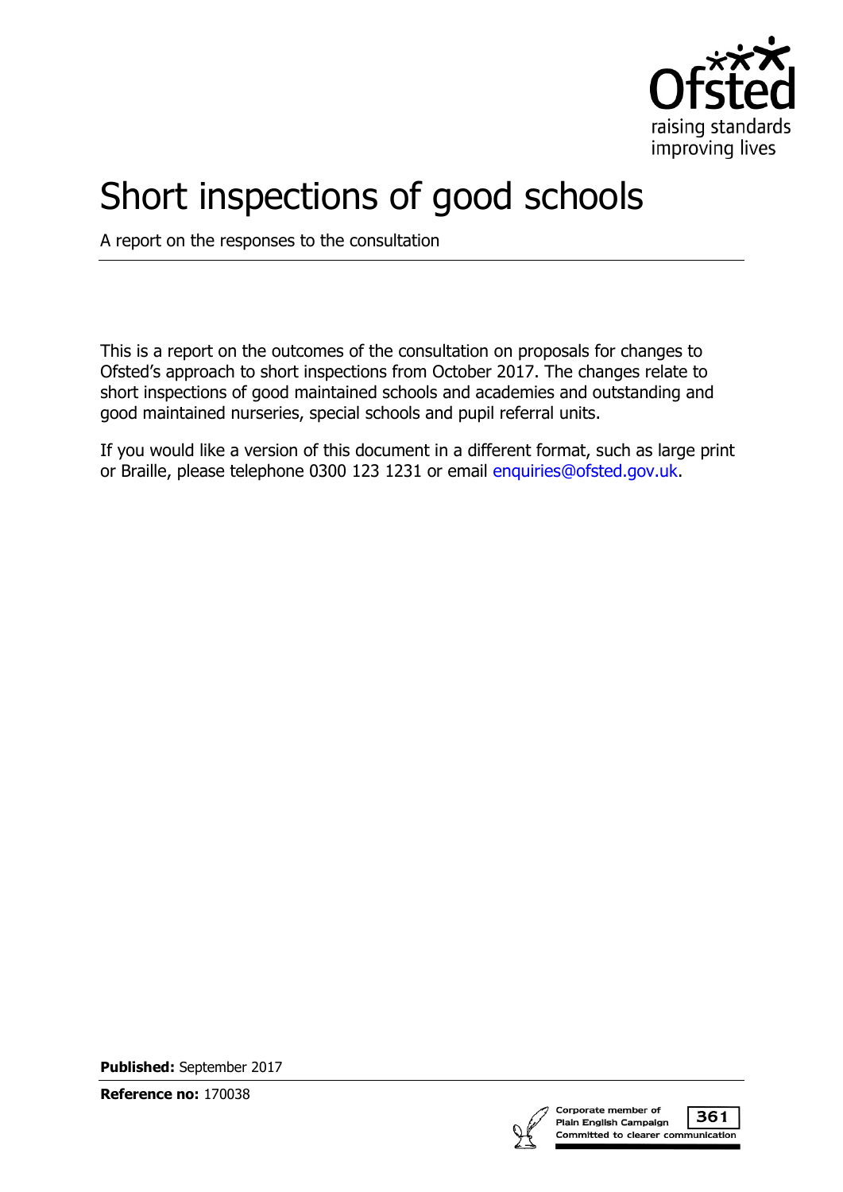# Short inspections of good schools

A report on the responses to the consultation

This is a report on the outcomes of the consultation on proposals for changes to Ofsted's approach to short inspections from October 2017. The changes relate to short inspections of good maintained schools and academies and outstanding and good maintained nurseries, special schools and pupil referral units.

If you would like a version of this document in a different format, such as large print or Braille, please telephone 0300 123 1231 or email enquiries@ofsted.gov.uk.

**Published:** September 2017

**Reference no:** 170038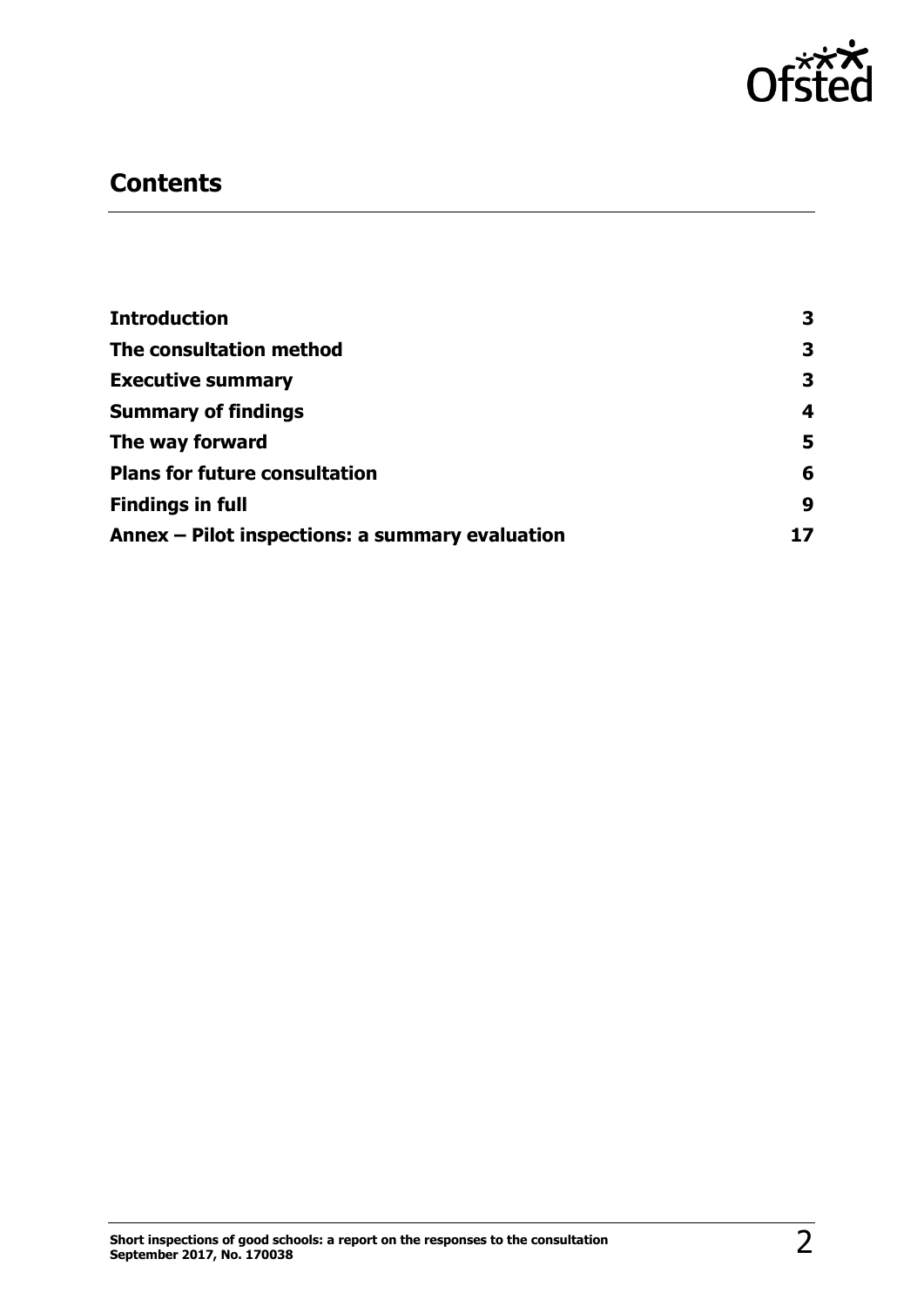## Contents

| | |
|---|---|
| **Introduction** | **3** |
| **The consultation method** | **3** |
| **Executive summary** | **3** |
| **Summary of findings** | **4** |
| **The way forward** | **5** |
| **Plans for future consultation** | **6** |
| **Findings in full** | **9** |
| **Annex – Pilot inspections: a summary evaluation** | **17** |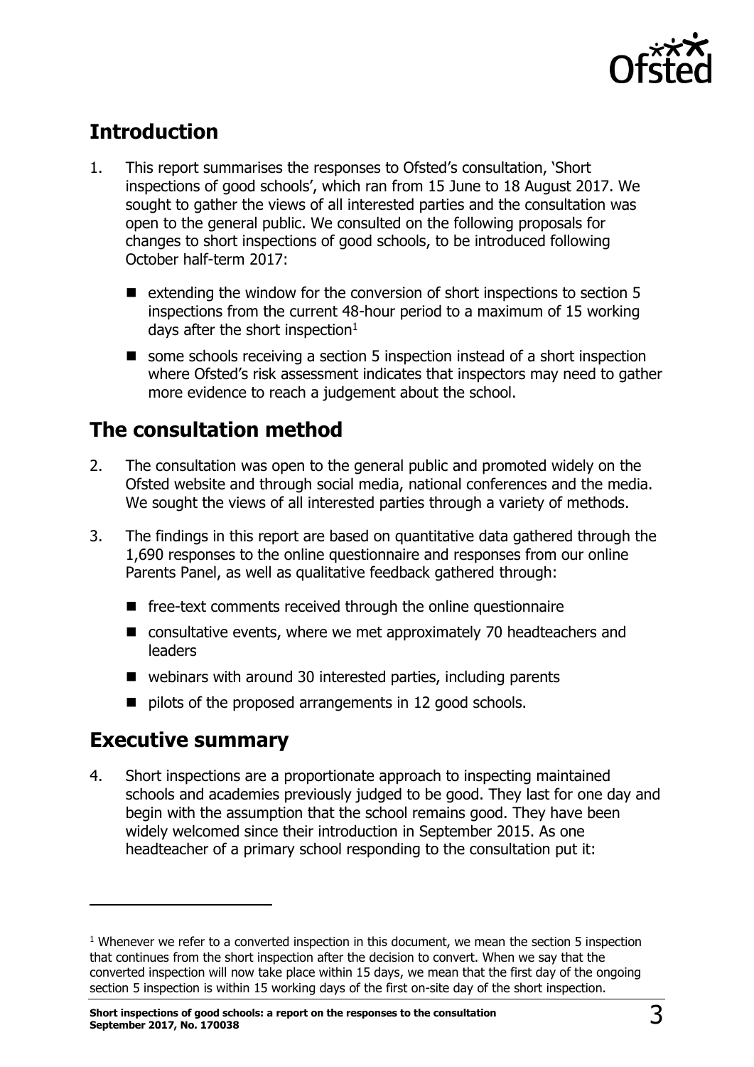## Introduction

1. This report summarises the responses to Ofsted's consultation, 'Short inspections of good schools', which ran from 15 June to 18 August 2017. We sought to gather the views of all interested parties and the consultation was open to the general public. We consulted on the following proposals for changes to short inspections of good schools, to be introduced following October half-term 2017:

   - extending the window for the conversion of short inspections to section 5 inspections from the current 48-hour period to a maximum of 15 working days after the short inspection[1]
   - some schools receiving a section 5 inspection instead of a short inspection where Ofsted's risk assessment indicates that inspectors may need to gather more evidence to reach a judgement about the school.

## The consultation method

2. The consultation was open to the general public and promoted widely on the Ofsted website and through social media, national conferences and the media. We sought the views of all interested parties through a variety of methods.

3. The findings in this report are based on quantitative data gathered through the 1,690 responses to the online questionnaire and responses from our online Parents Panel, as well as qualitative feedback gathered through:

   - free-text comments received through the online questionnaire
   - consultative events, where we met approximately 70 headteachers and leaders
   - webinars with around 30 interested parties, including parents
   - pilots of the proposed arrangements in 12 good schools.

## Executive summary

4. Short inspections are a proportionate approach to inspecting maintained schools and academies previously judged to be good. They last for one day and begin with the assumption that the school remains good. They have been widely welcomed since their introduction in September 2015. As one headteacher of a primary school responding to the consultation put it:

---

[1] Whenever we refer to a converted inspection in this document, we mean the section 5 inspection that continues from the short inspection after the decision to convert. When we say that the converted inspection will now take place within 15 days, we mean that the first day of the ongoing section 5 inspection is within 15 working days of the first on-site day of the short inspection.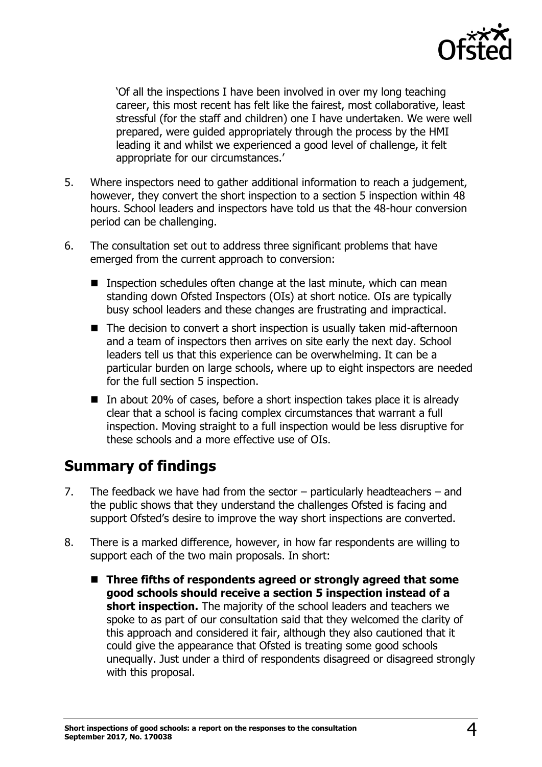> 'Of all the inspections I have been involved in over my long teaching career, this most recent has felt like the fairest, most collaborative, least stressful (for the staff and children) one I have undertaken. We were well prepared, were guided appropriately through the process by the HMI leading it and whilst we experienced a good level of challenge, it felt appropriate for our circumstances.'

5. Where inspectors need to gather additional information to reach a judgement, however, they convert the short inspection to a section 5 inspection within 48 hours. School leaders and inspectors have told us that the 48-hour conversion period can be challenging.

6. The consultation set out to address three significant problems that have emerged from the current approach to conversion:

   - Inspection schedules often change at the last minute, which can mean standing down Ofsted Inspectors (OIs) at short notice. OIs are typically busy school leaders and these changes are frustrating and impractical.
   - The decision to convert a short inspection is usually taken mid-afternoon and a team of inspectors then arrives on site early the next day. School leaders tell us that this experience can be overwhelming. It can be a particular burden on large schools, where up to eight inspectors are needed for the full section 5 inspection.
   - In about 20% of cases, before a short inspection takes place it is already clear that a school is facing complex circumstances that warrant a full inspection. Moving straight to a full inspection would be less disruptive for these schools and a more effective use of OIs.

## Summary of findings

7. The feedback we have had from the sector – particularly headteachers – and the public shows that they understand the challenges Ofsted is facing and support Ofsted's desire to improve the way short inspections are converted.

8. There is a marked difference, however, in how far respondents are willing to support each of the two main proposals. In short:

   - **Three fifths of respondents agreed or strongly agreed that some good schools should receive a section 5 inspection instead of a short inspection.** The majority of the school leaders and teachers we spoke to as part of our consultation said that they welcomed the clarity of this approach and considered it fair, although they also cautioned that it could give the appearance that Ofsted is treating some good schools unequally. Just under a third of respondents disagreed or disagreed strongly with this proposal.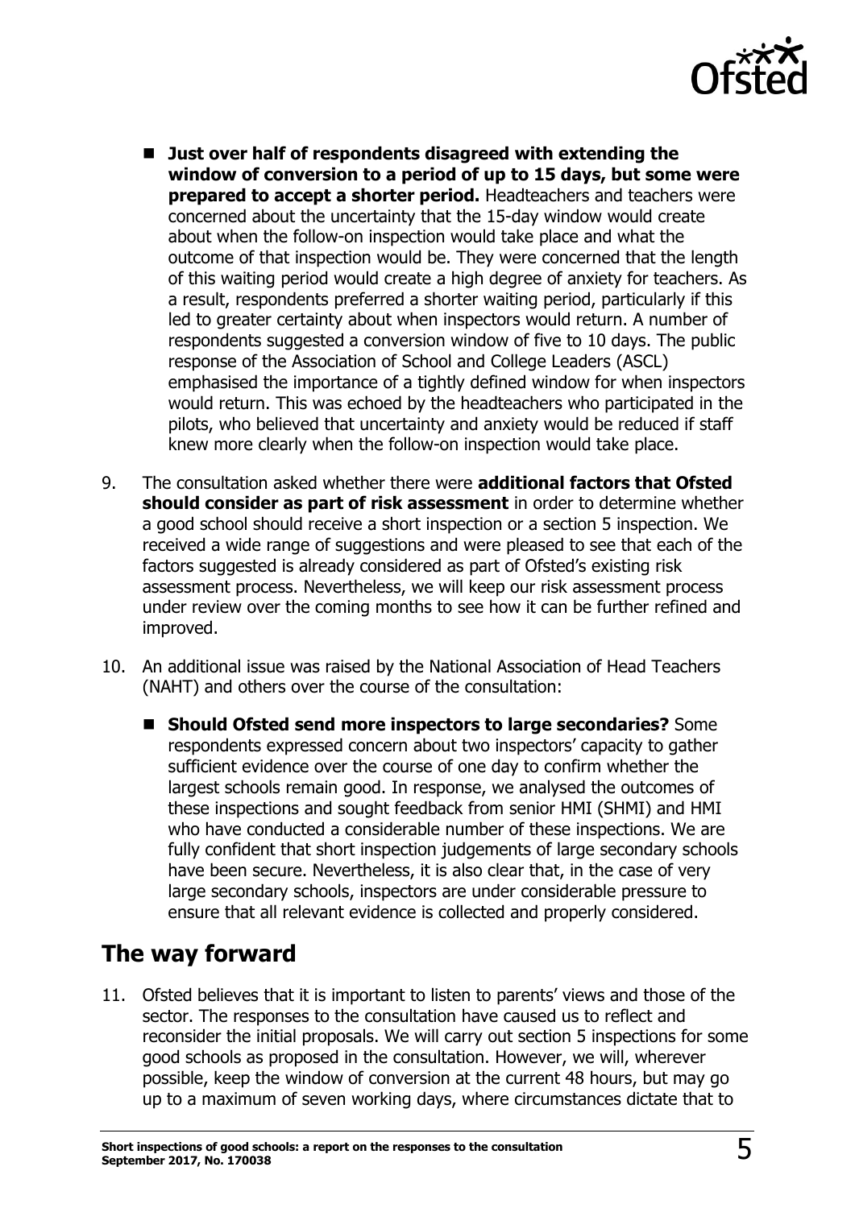- **Just over half of respondents disagreed with extending the window of conversion to a period of up to 15 days, but some were prepared to accept a shorter period.** Headteachers and teachers were concerned about the uncertainty that the 15-day window would create about when the follow-on inspection would take place and what the outcome of that inspection would be. They were concerned that the length of this waiting period would create a high degree of anxiety for teachers. As a result, respondents preferred a shorter waiting period, particularly if this led to greater certainty about when inspectors would return. A number of respondents suggested a conversion window of five to 10 days. The public response of the Association of School and College Leaders (ASCL) emphasised the importance of a tightly defined window for when inspectors would return. This was echoed by the headteachers who participated in the pilots, who believed that uncertainty and anxiety would be reduced if staff knew more clearly when the follow-on inspection would take place.

9. The consultation asked whether there were **additional factors that Ofsted should consider as part of risk assessment** in order to determine whether a good school should receive a short inspection or a section 5 inspection. We received a wide range of suggestions and were pleased to see that each of the factors suggested is already considered as part of Ofsted's existing risk assessment process. Nevertheless, we will keep our risk assessment process under review over the coming months to see how it can be further refined and improved.

10. An additional issue was raised by the National Association of Head Teachers (NAHT) and others over the course of the consultation:

    - **Should Ofsted send more inspectors to large secondaries?** Some respondents expressed concern about two inspectors' capacity to gather sufficient evidence over the course of one day to confirm whether the largest schools remain good. In response, we analysed the outcomes of these inspections and sought feedback from senior HMI (SHMI) and HMI who have conducted a considerable number of these inspections. We are fully confident that short inspection judgements of large secondary schools have been secure. Nevertheless, it is also clear that, in the case of very large secondary schools, inspectors are under considerable pressure to ensure that all relevant evidence is collected and properly considered.

## The way forward

11. Ofsted believes that it is important to listen to parents' views and those of the sector. The responses to the consultation have caused us to reflect and reconsider the initial proposals. We will carry out section 5 inspections for some good schools as proposed in the consultation. However, we will, wherever possible, keep the window of conversion at the current 48 hours, but may go up to a maximum of seven working days, where circumstances dictate that to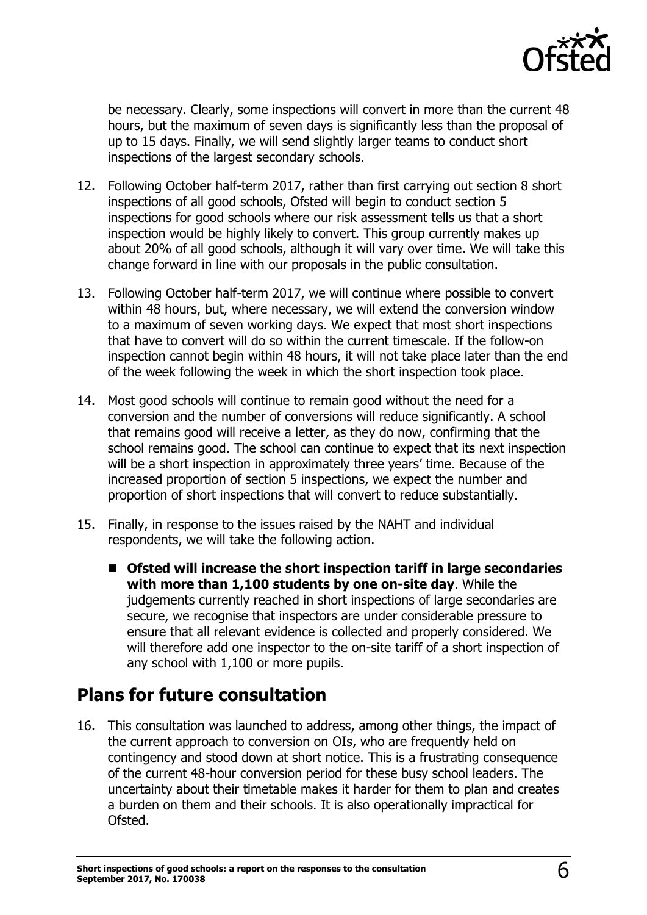be necessary. Clearly, some inspections will convert in more than the current 48 hours, but the maximum of seven days is significantly less than the proposal of up to 15 days. Finally, we will send slightly larger teams to conduct short inspections of the largest secondary schools.

12. Following October half-term 2017, rather than first carrying out section 8 short inspections of all good schools, Ofsted will begin to conduct section 5 inspections for good schools where our risk assessment tells us that a short inspection would be highly likely to convert. This group currently makes up about 20% of all good schools, although it will vary over time. We will take this change forward in line with our proposals in the public consultation.

13. Following October half-term 2017, we will continue where possible to convert within 48 hours, but, where necessary, we will extend the conversion window to a maximum of seven working days. We expect that most short inspections that have to convert will do so within the current timescale. If the follow-on inspection cannot begin within 48 hours, it will not take place later than the end of the week following the week in which the short inspection took place.

14. Most good schools will continue to remain good without the need for a conversion and the number of conversions will reduce significantly. A school that remains good will receive a letter, as they do now, confirming that the school remains good. The school can continue to expect that its next inspection will be a short inspection in approximately three years' time. Because of the increased proportion of section 5 inspections, we expect the number and proportion of short inspections that will convert to reduce substantially.

15. Finally, in response to the issues raised by the NAHT and individual respondents, we will take the following action.

    - **Ofsted will increase the short inspection tariff in large secondaries with more than 1,100 students by one on-site day**. While the judgements currently reached in short inspections of large secondaries are secure, we recognise that inspectors are under considerable pressure to ensure that all relevant evidence is collected and properly considered. We will therefore add one inspector to the on-site tariff of a short inspection of any school with 1,100 or more pupils.

## Plans for future consultation

16. This consultation was launched to address, among other things, the impact of the current approach to conversion on OIs, who are frequently held on contingency and stood down at short notice. This is a frustrating consequence of the current 48-hour conversion period for these busy school leaders. The uncertainty about their timetable makes it harder for them to plan and creates a burden on them and their schools. It is also operationally impractical for Ofsted.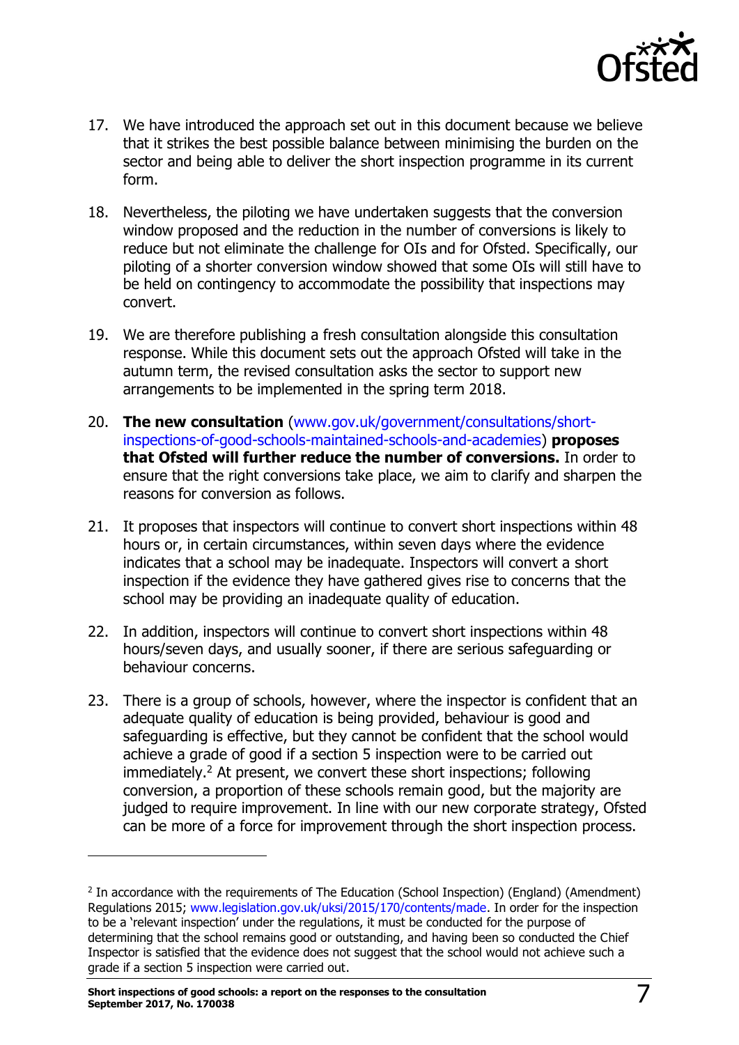17. We have introduced the approach set out in this document because we believe that it strikes the best possible balance between minimising the burden on the sector and being able to deliver the short inspection programme in its current form.

18. Nevertheless, the piloting we have undertaken suggests that the conversion window proposed and the reduction in the number of conversions is likely to reduce but not eliminate the challenge for OIs and for Ofsted. Specifically, our piloting of a shorter conversion window showed that some OIs will still have to be held on contingency to accommodate the possibility that inspections may convert.

19. We are therefore publishing a fresh consultation alongside this consultation response. While this document sets out the approach Ofsted will take in the autumn term, the revised consultation asks the sector to support new arrangements to be implemented in the spring term 2018.

20. **The new consultation** (www.gov.uk/government/consultations/short-inspections-of-good-schools-maintained-schools-and-academies) **proposes that Ofsted will further reduce the number of conversions.** In order to ensure that the right conversions take place, we aim to clarify and sharpen the reasons for conversion as follows.

21. It proposes that inspectors will continue to convert short inspections within 48 hours or, in certain circumstances, within seven days where the evidence indicates that a school may be inadequate. Inspectors will convert a short inspection if the evidence they have gathered gives rise to concerns that the school may be providing an inadequate quality of education.

22. In addition, inspectors will continue to convert short inspections within 48 hours/seven days, and usually sooner, if there are serious safeguarding or behaviour concerns.

23. There is a group of schools, however, where the inspector is confident that an adequate quality of education is being provided, behaviour is good and safeguarding is effective, but they cannot be confident that the school would achieve a grade of good if a section 5 inspection were to be carried out immediately.[2] At present, we convert these short inspections; following conversion, a proportion of these schools remain good, but the majority are judged to require improvement. In line with our new corporate strategy, Ofsted can be more of a force for improvement through the short inspection process.

---

[2] In accordance with the requirements of The Education (School Inspection) (England) (Amendment) Regulations 2015; www.legislation.gov.uk/uksi/2015/170/contents/made. In order for the inspection to be a 'relevant inspection' under the regulations, it must be conducted for the purpose of determining that the school remains good or outstanding, and having been so conducted the Chief Inspector is satisfied that the evidence does not suggest that the school would not achieve such a grade if a section 5 inspection were carried out.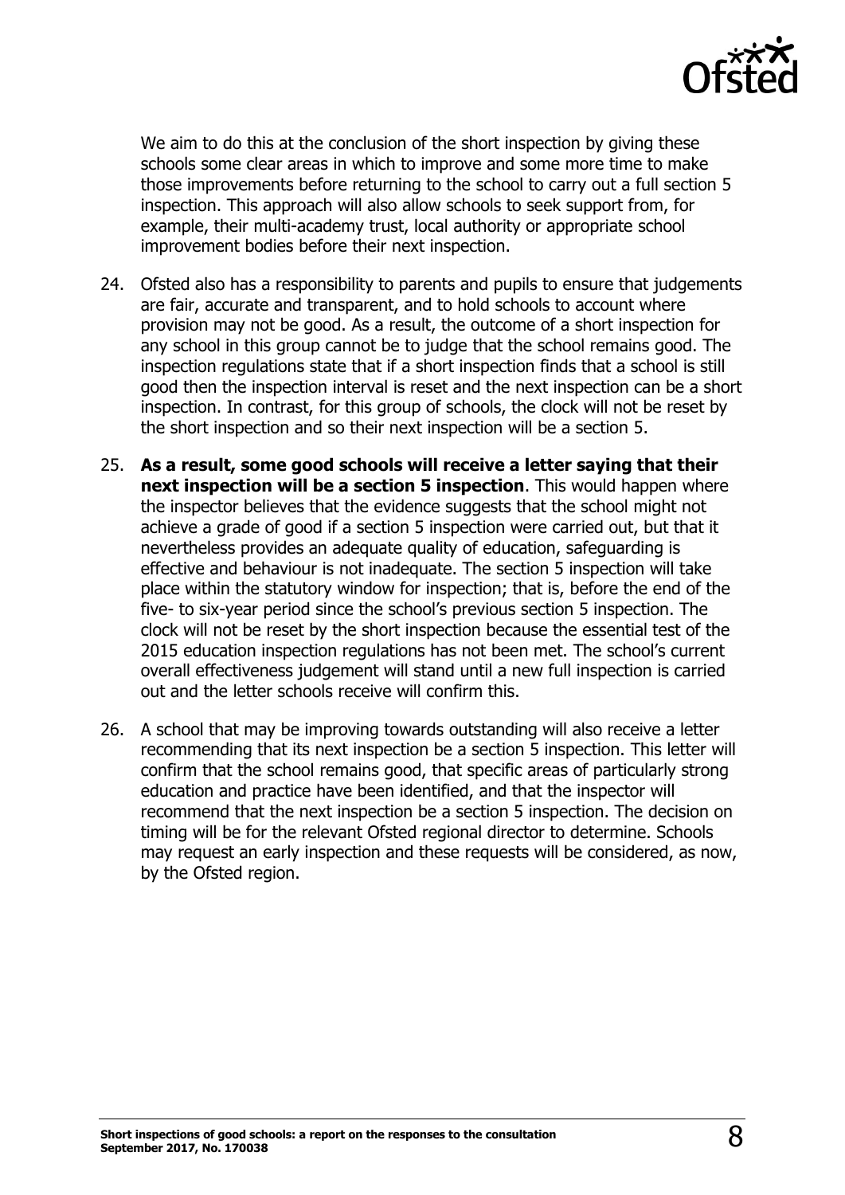We aim to do this at the conclusion of the short inspection by giving these schools some clear areas in which to improve and some more time to make those improvements before returning to the school to carry out a full section 5 inspection. This approach will also allow schools to seek support from, for example, their multi-academy trust, local authority or appropriate school improvement bodies before their next inspection.

24. Ofsted also has a responsibility to parents and pupils to ensure that judgements are fair, accurate and transparent, and to hold schools to account where provision may not be good. As a result, the outcome of a short inspection for any school in this group cannot be to judge that the school remains good. The inspection regulations state that if a short inspection finds that a school is still good then the inspection interval is reset and the next inspection can be a short inspection. In contrast, for this group of schools, the clock will not be reset by the short inspection and so their next inspection will be a section 5.

25. **As a result, some good schools will receive a letter saying that their next inspection will be a section 5 inspection**. This would happen where the inspector believes that the evidence suggests that the school might not achieve a grade of good if a section 5 inspection were carried out, but that it nevertheless provides an adequate quality of education, safeguarding is effective and behaviour is not inadequate. The section 5 inspection will take place within the statutory window for inspection; that is, before the end of the five- to six-year period since the school's previous section 5 inspection. The clock will not be reset by the short inspection because the essential test of the 2015 education inspection regulations has not been met. The school's current overall effectiveness judgement will stand until a new full inspection is carried out and the letter schools receive will confirm this.

26. A school that may be improving towards outstanding will also receive a letter recommending that its next inspection be a section 5 inspection. This letter will confirm that the school remains good, that specific areas of particularly strong education and practice have been identified, and that the inspector will recommend that the next inspection be a section 5 inspection. The decision on timing will be for the relevant Ofsted regional director to determine. Schools may request an early inspection and these requests will be considered, as now, by the Ofsted region.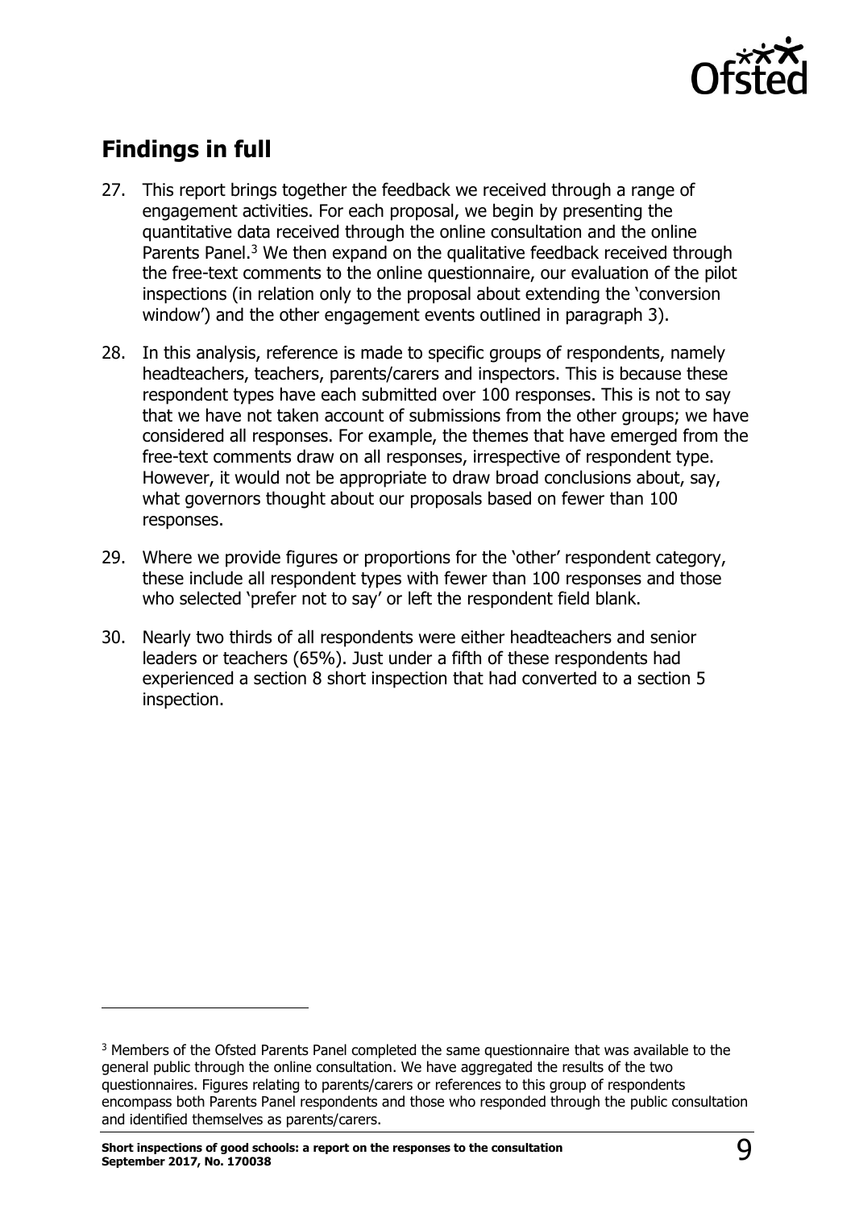## Findings in full

27. This report brings together the feedback we received through a range of engagement activities. For each proposal, we begin by presenting the quantitative data received through the online consultation and the online Parents Panel.[3] We then expand on the qualitative feedback received through the free-text comments to the online questionnaire, our evaluation of the pilot inspections (in relation only to the proposal about extending the 'conversion window') and the other engagement events outlined in paragraph 3).

28. In this analysis, reference is made to specific groups of respondents, namely headteachers, teachers, parents/carers and inspectors. This is because these respondent types have each submitted over 100 responses. This is not to say that we have not taken account of submissions from the other groups; we have considered all responses. For example, the themes that have emerged from the free-text comments draw on all responses, irrespective of respondent type. However, it would not be appropriate to draw broad conclusions about, say, what governors thought about our proposals based on fewer than 100 responses.

29. Where we provide figures or proportions for the 'other' respondent category, these include all respondent types with fewer than 100 responses and those who selected 'prefer not to say' or left the respondent field blank.

30. Nearly two thirds of all respondents were either headteachers and senior leaders or teachers (65%). Just under a fifth of these respondents had experienced a section 8 short inspection that had converted to a section 5 inspection.

---

[3] Members of the Ofsted Parents Panel completed the same questionnaire that was available to the general public through the online consultation. We have aggregated the results of the two questionnaires. Figures relating to parents/carers or references to this group of respondents encompass both Parents Panel respondents and those who responded through the public consultation and identified themselves as parents/carers.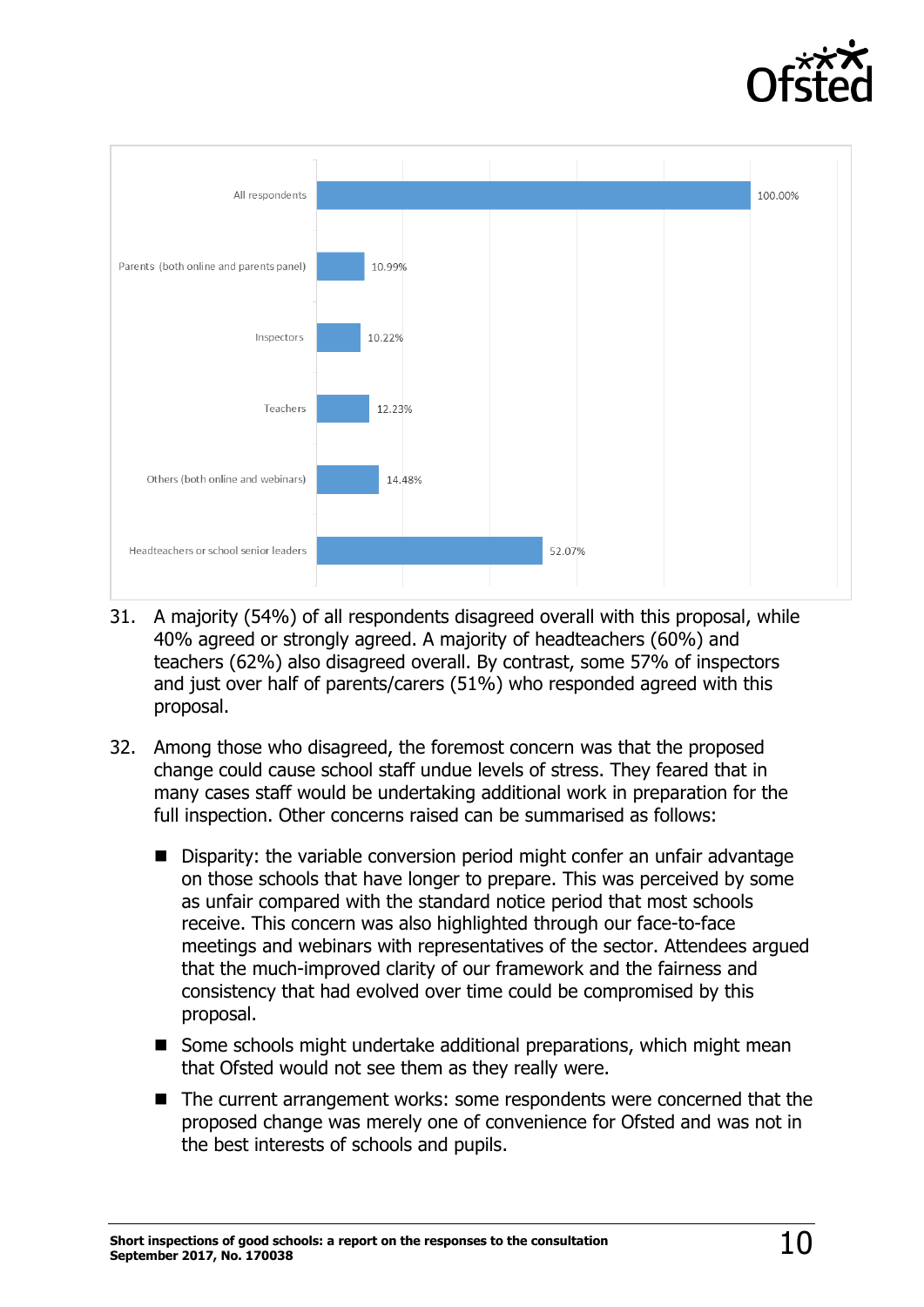| Respondent group | Percentage |
| --- | --- |
| All respondents | 100.00% |
| Parents (both online and parents panel) | 10.99% |
| Inspectors | 10.22% |
| Teachers | 12.23% |
| Others (both online and webinars) | 14.48% |
| Headteachers or school senior leaders | 52.07% |

31. A majority (54%) of all respondents disagreed overall with this proposal, while 40% agreed or strongly agreed. A majority of headteachers (60%) and teachers (62%) also disagreed overall. By contrast, some 57% of inspectors and just over half of parents/carers (51%) who responded agreed with this proposal.

32. Among those who disagreed, the foremost concern was that the proposed change could cause school staff undue levels of stress. They feared that in many cases staff would be undertaking additional work in preparation for the full inspection. Other concerns raised can be summarised as follows:

    - Disparity: the variable conversion period might confer an unfair advantage on those schools that have longer to prepare. This was perceived by some as unfair compared with the standard notice period that most schools receive. This concern was also highlighted through our face-to-face meetings and webinars with representatives of the sector. Attendees argued that the much-improved clarity of our framework and the fairness and consistency that had evolved over time could be compromised by this proposal.
    - Some schools might undertake additional preparations, which might mean that Ofsted would not see them as they really were.
    - The current arrangement works: some respondents were concerned that the proposed change was merely one of convenience for Ofsted and was not in the best interests of schools and pupils.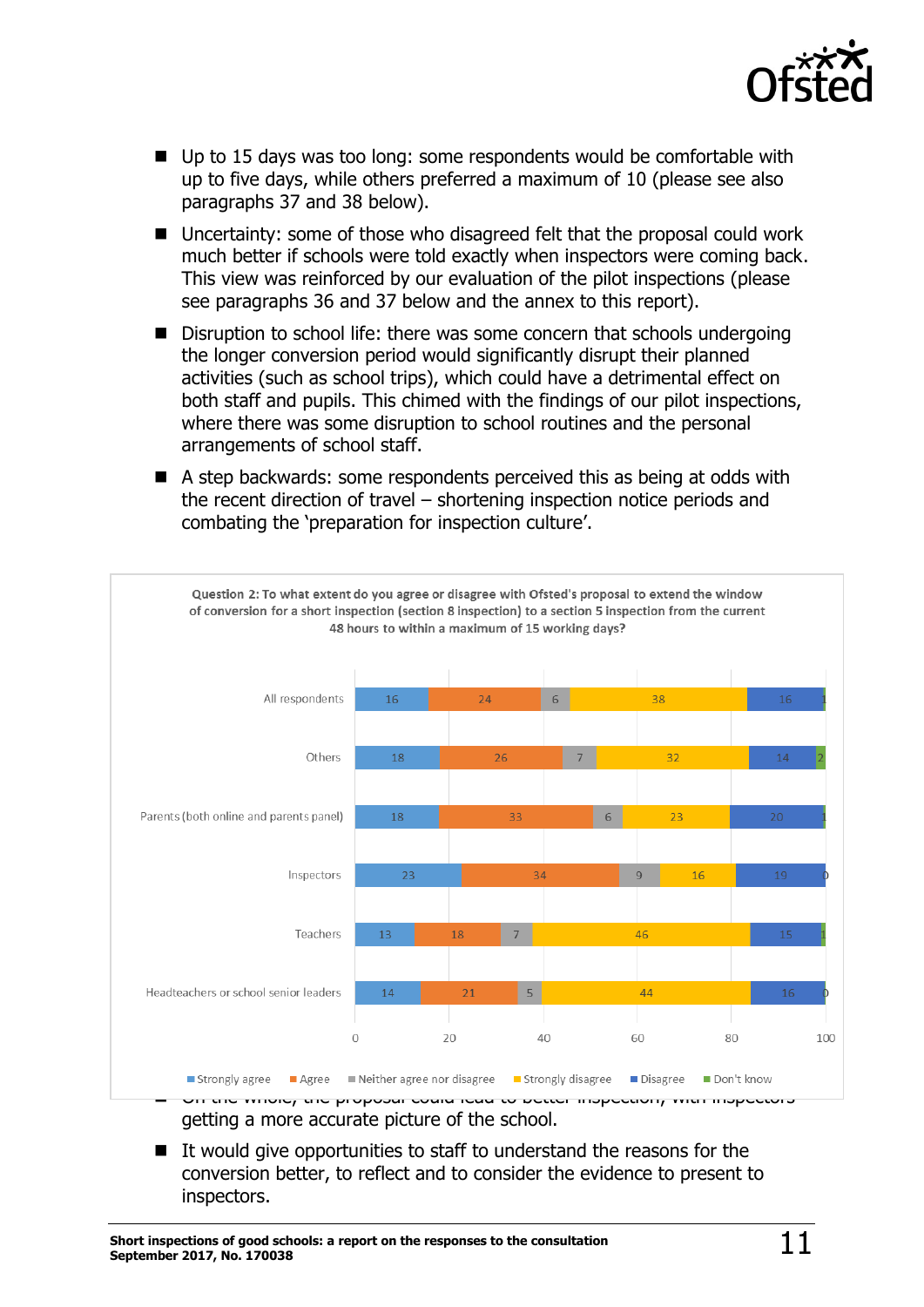- Up to 15 days was too long: some respondents would be comfortable with up to five days, while others preferred a maximum of 10 (please see also paragraphs 37 and 38 below).
- Uncertainty: some of those who disagreed felt that the proposal could work much better if schools were told exactly when inspectors were coming back. This view was reinforced by our evaluation of the pilot inspections (please see paragraphs 36 and 37 below and the annex to this report).
- Disruption to school life: there was some concern that schools undergoing the longer conversion period would significantly disrupt their planned activities (such as school trips), which could have a detrimental effect on both staff and pupils. This chimed with the findings of our pilot inspections, where there was some disruption to school routines and the personal arrangements of school staff.
- A step backwards: some respondents perceived this as being at odds with the recent direction of travel – shortening inspection notice periods and combating the 'preparation for inspection culture'.

**Question 2: To what extent do you agree or disagree with Ofsted's proposal to extend the window of conversion for a short inspection (section 8 inspection) to a section 5 inspection from the current 48 hours to within a maximum of 15 working days?**

| | Strongly agree | Agree | Neither agree nor disagree | Strongly disagree | Disagree | Don't know |
|---|---|---|---|---|---|---|
| All respondents | 16 | 24 | 6 | 38 | 16 | 1 |
| Others | 18 | 26 | 7 | 32 | 14 | 2 |
| Parents (both online and parents panel) | 18 | 33 | 6 | 23 | 20 | 1 |
| Inspectors | 23 | 34 | 9 | 16 | 19 | 0 |
| Teachers | 13 | 18 | 7 | 46 | 15 | 1 |
| Headteachers or school senior leaders | 14 | 21 | 5 | 44 | 16 | 0 |

- On the whole, the proposal could lead to better inspection, with inspectors getting a more accurate picture of the school.
- It would give opportunities to staff to understand the reasons for the conversion better, to reflect and to consider the evidence to present to inspectors.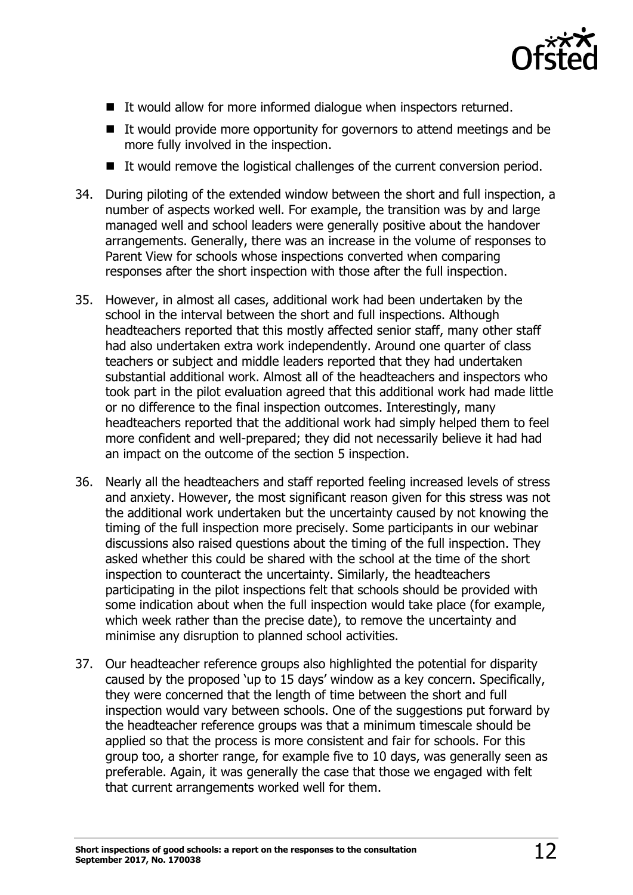- It would allow for more informed dialogue when inspectors returned.
- It would provide more opportunity for governors to attend meetings and be more fully involved in the inspection.
- It would remove the logistical challenges of the current conversion period.

34. During piloting of the extended window between the short and full inspection, a number of aspects worked well. For example, the transition was by and large managed well and school leaders were generally positive about the handover arrangements. Generally, there was an increase in the volume of responses to Parent View for schools whose inspections converted when comparing responses after the short inspection with those after the full inspection.

35. However, in almost all cases, additional work had been undertaken by the school in the interval between the short and full inspections. Although headteachers reported that this mostly affected senior staff, many other staff had also undertaken extra work independently. Around one quarter of class teachers or subject and middle leaders reported that they had undertaken substantial additional work. Almost all of the headteachers and inspectors who took part in the pilot evaluation agreed that this additional work had made little or no difference to the final inspection outcomes. Interestingly, many headteachers reported that the additional work had simply helped them to feel more confident and well-prepared; they did not necessarily believe it had had an impact on the outcome of the section 5 inspection.

36. Nearly all the headteachers and staff reported feeling increased levels of stress and anxiety. However, the most significant reason given for this stress was not the additional work undertaken but the uncertainty caused by not knowing the timing of the full inspection more precisely. Some participants in our webinar discussions also raised questions about the timing of the full inspection. They asked whether this could be shared with the school at the time of the short inspection to counteract the uncertainty. Similarly, the headteachers participating in the pilot inspections felt that schools should be provided with some indication about when the full inspection would take place (for example, which week rather than the precise date), to remove the uncertainty and minimise any disruption to planned school activities.

37. Our headteacher reference groups also highlighted the potential for disparity caused by the proposed 'up to 15 days' window as a key concern. Specifically, they were concerned that the length of time between the short and full inspection would vary between schools. One of the suggestions put forward by the headteacher reference groups was that a minimum timescale should be applied so that the process is more consistent and fair for schools. For this group too, a shorter range, for example five to 10 days, was generally seen as preferable. Again, it was generally the case that those we engaged with felt that current arrangements worked well for them.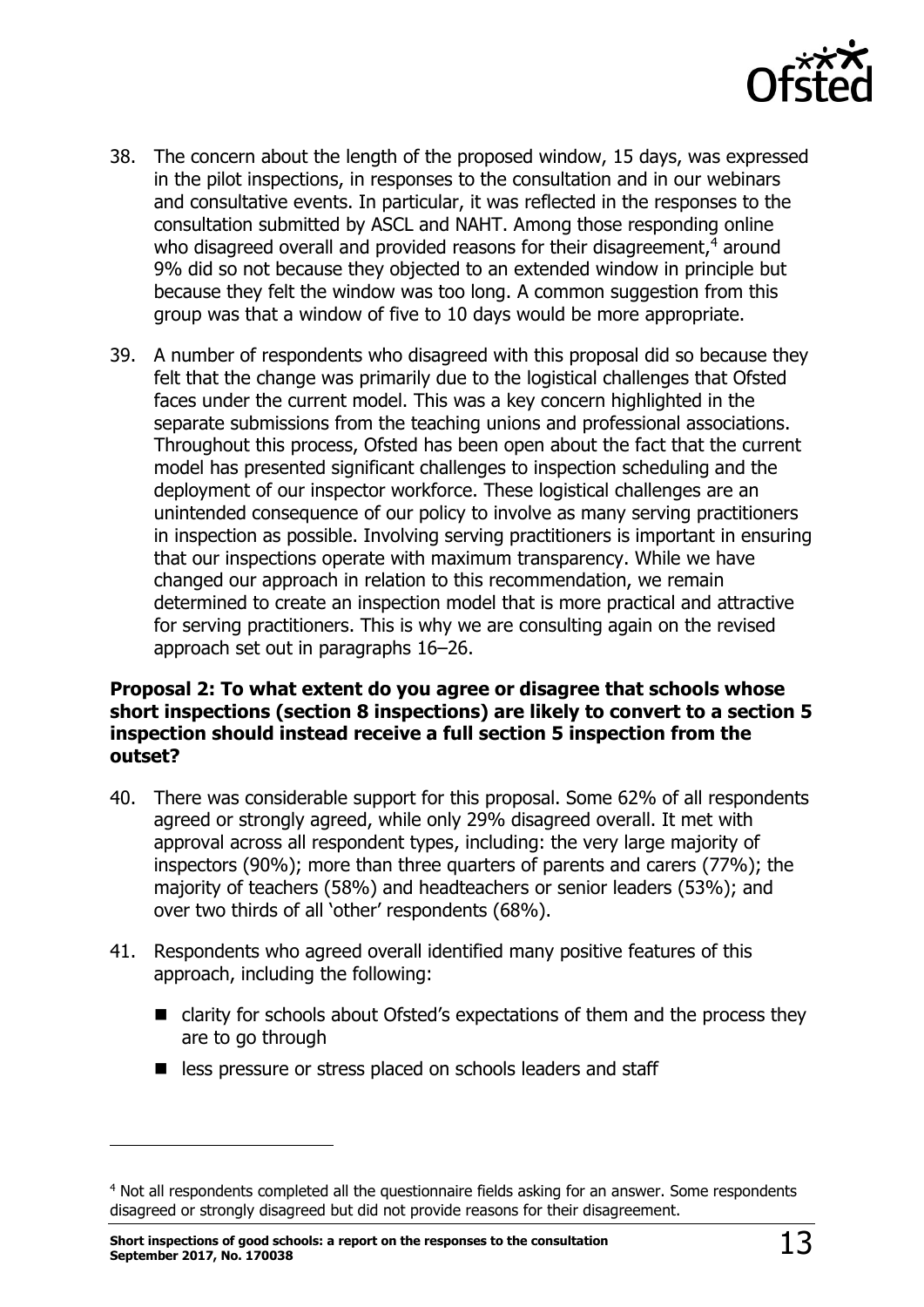38. The concern about the length of the proposed window, 15 days, was expressed in the pilot inspections, in responses to the consultation and in our webinars and consultative events. In particular, it was reflected in the responses to the consultation submitted by ASCL and NAHT. Among those responding online who disagreed overall and provided reasons for their disagreement,[4] around 9% did so not because they objected to an extended window in principle but because they felt the window was too long. A common suggestion from this group was that a window of five to 10 days would be more appropriate.

39. A number of respondents who disagreed with this proposal did so because they felt that the change was primarily due to the logistical challenges that Ofsted faces under the current model. This was a key concern highlighted in the separate submissions from the teaching unions and professional associations. Throughout this process, Ofsted has been open about the fact that the current model has presented significant challenges to inspection scheduling and the deployment of our inspector workforce. These logistical challenges are an unintended consequence of our policy to involve as many serving practitioners in inspection as possible. Involving serving practitioners is important in ensuring that our inspections operate with maximum transparency. While we have changed our approach in relation to this recommendation, we remain determined to create an inspection model that is more practical and attractive for serving practitioners. This is why we are consulting again on the revised approach set out in paragraphs 16–26.

**Proposal 2: To what extent do you agree or disagree that schools whose short inspections (section 8 inspections) are likely to convert to a section 5 inspection should instead receive a full section 5 inspection from the outset?**

40. There was considerable support for this proposal. Some 62% of all respondents agreed or strongly agreed, while only 29% disagreed overall. It met with approval across all respondent types, including: the very large majority of inspectors (90%); more than three quarters of parents and carers (77%); the majority of teachers (58%) and headteachers or senior leaders (53%); and over two thirds of all 'other' respondents (68%).

41. Respondents who agreed overall identified many positive features of this approach, including the following:

   - clarity for schools about Ofsted's expectations of them and the process they are to go through
   - less pressure or stress placed on schools leaders and staff

[4] Not all respondents completed all the questionnaire fields asking for an answer. Some respondents disagreed or strongly disagreed but did not provide reasons for their disagreement.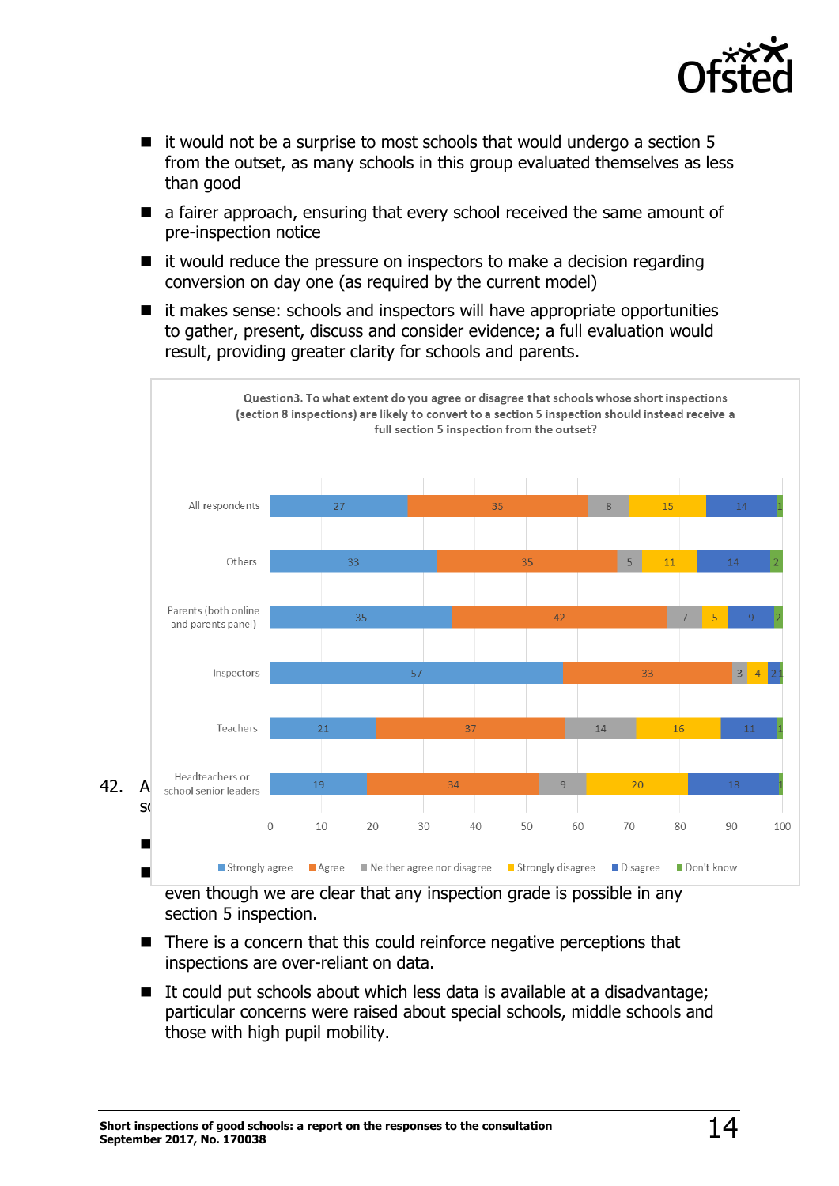- it would not be a surprise to most schools that would undergo a section 5 from the outset, as many schools in this group evaluated themselves as less than good
- a fairer approach, ensuring that every school received the same amount of pre-inspection notice
- it would reduce the pressure on inspectors to make a decision regarding conversion on day one (as required by the current model)
- it makes sense: schools and inspectors will have appropriate opportunities to gather, present, discuss and consider evidence; a full evaluation would result, providing greater clarity for schools and parents.

**Question3. To what extent do you agree or disagree that schools whose short inspections (section 8 inspections) are likely to convert to a section 5 inspection should instead receive a full section 5 inspection from the outset?**

| | Strongly agree | Agree | Neither agree nor disagree | Strongly disagree | Disagree | Don't know |
|---|---|---|---|---|---|---|
| All respondents | 27 | 35 | 8 | 15 | 14 | 1 |
| Others | 33 | 35 | 5 | 11 | 14 | 2 |
| Parents (both online and parents panel) | 35 | 42 | 7 | 5 | 9 | 2 |
| Inspectors | 57 | 33 | 3 | 4 | 2 | 1 |
| Teachers | 21 | 37 | 14 | 16 | 11 | 1 |
| Headteachers or school senior leaders | 19 | 34 | 9 | 20 | 18 | 1 |

42. A
sc

- 
- 

even though we are clear that any inspection grade is possible in any section 5 inspection.

- There is a concern that this could reinforce negative perceptions that inspections are over-reliant on data.
- It could put schools about which less data is available at a disadvantage; particular concerns were raised about special schools, middle schools and those with high pupil mobility.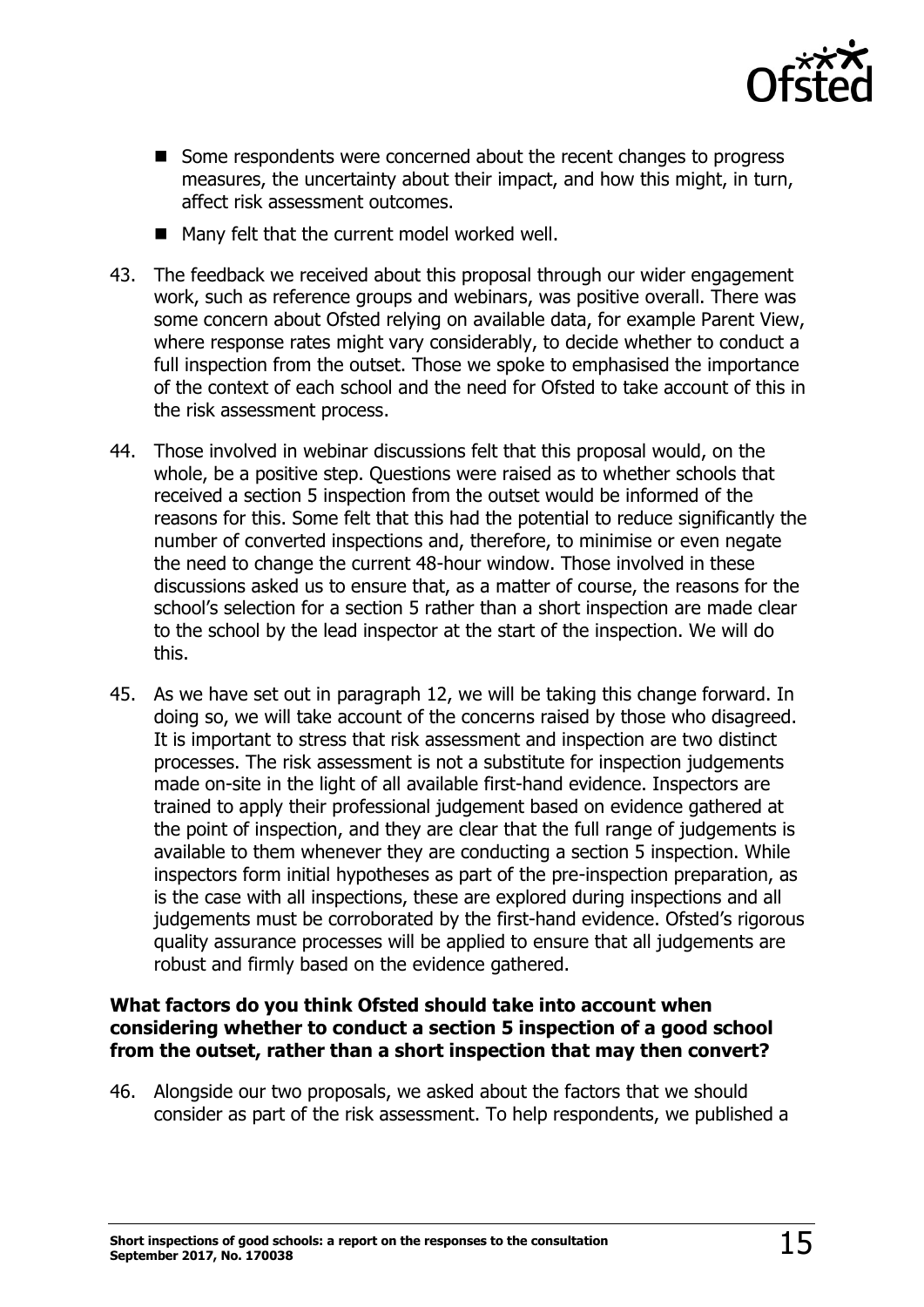- Some respondents were concerned about the recent changes to progress measures, the uncertainty about their impact, and how this might, in turn, affect risk assessment outcomes.
- Many felt that the current model worked well.

43. The feedback we received about this proposal through our wider engagement work, such as reference groups and webinars, was positive overall. There was some concern about Ofsted relying on available data, for example Parent View, where response rates might vary considerably, to decide whether to conduct a full inspection from the outset. Those we spoke to emphasised the importance of the context of each school and the need for Ofsted to take account of this in the risk assessment process.

44. Those involved in webinar discussions felt that this proposal would, on the whole, be a positive step. Questions were raised as to whether schools that received a section 5 inspection from the outset would be informed of the reasons for this. Some felt that this had the potential to reduce significantly the number of converted inspections and, therefore, to minimise or even negate the need to change the current 48-hour window. Those involved in these discussions asked us to ensure that, as a matter of course, the reasons for the school's selection for a section 5 rather than a short inspection are made clear to the school by the lead inspector at the start of the inspection. We will do this.

45. As we have set out in paragraph 12, we will be taking this change forward. In doing so, we will take account of the concerns raised by those who disagreed. It is important to stress that risk assessment and inspection are two distinct processes. The risk assessment is not a substitute for inspection judgements made on-site in the light of all available first-hand evidence. Inspectors are trained to apply their professional judgement based on evidence gathered at the point of inspection, and they are clear that the full range of judgements is available to them whenever they are conducting a section 5 inspection. While inspectors form initial hypotheses as part of the pre-inspection preparation, as is the case with all inspections, these are explored during inspections and all judgements must be corroborated by the first-hand evidence. Ofsted's rigorous quality assurance processes will be applied to ensure that all judgements are robust and firmly based on the evidence gathered.

**What factors do you think Ofsted should take into account when considering whether to conduct a section 5 inspection of a good school from the outset, rather than a short inspection that may then convert?**

46. Alongside our two proposals, we asked about the factors that we should consider as part of the risk assessment. To help respondents, we published a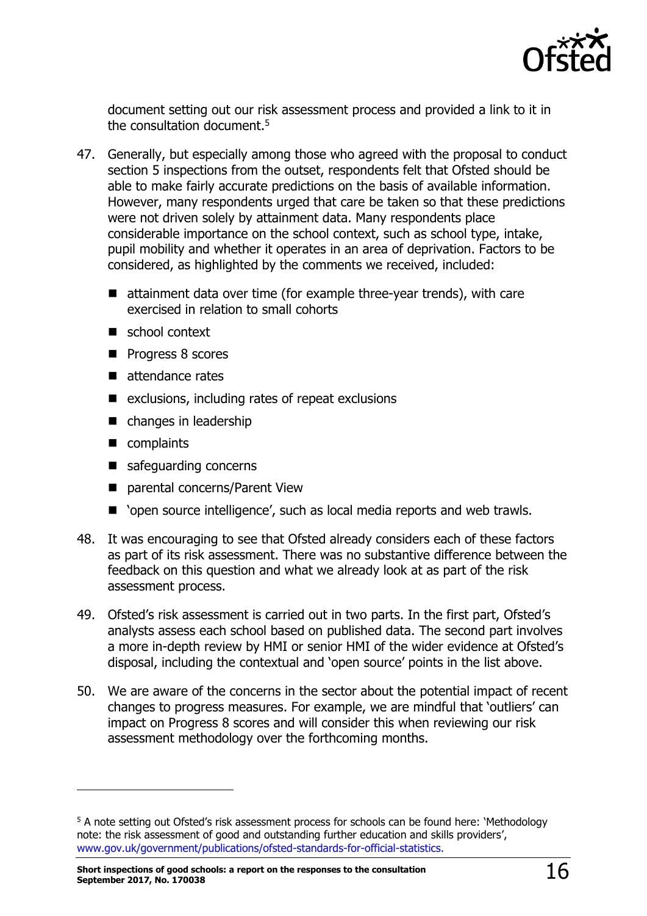document setting out our risk assessment process and provided a link to it in the consultation document.[5]

47. Generally, but especially among those who agreed with the proposal to conduct section 5 inspections from the outset, respondents felt that Ofsted should be able to make fairly accurate predictions on the basis of available information. However, many respondents urged that care be taken so that these predictions were not driven solely by attainment data. Many respondents place considerable importance on the school context, such as school type, intake, pupil mobility and whether it operates in an area of deprivation. Factors to be considered, as highlighted by the comments we received, included:

    - attainment data over time (for example three-year trends), with care exercised in relation to small cohorts
    - school context
    - Progress 8 scores
    - attendance rates
    - exclusions, including rates of repeat exclusions
    - changes in leadership
    - complaints
    - safeguarding concerns
    - parental concerns/Parent View
    - 'open source intelligence', such as local media reports and web trawls.

48. It was encouraging to see that Ofsted already considers each of these factors as part of its risk assessment. There was no substantive difference between the feedback on this question and what we already look at as part of the risk assessment process.

49. Ofsted's risk assessment is carried out in two parts. In the first part, Ofsted's analysts assess each school based on published data. The second part involves a more in-depth review by HMI or senior HMI of the wider evidence at Ofsted's disposal, including the contextual and 'open source' points in the list above.

50. We are aware of the concerns in the sector about the potential impact of recent changes to progress measures. For example, we are mindful that 'outliers' can impact on Progress 8 scores and will consider this when reviewing our risk assessment methodology over the forthcoming months.

---

[5] A note setting out Ofsted's risk assessment process for schools can be found here: 'Methodology note: the risk assessment of good and outstanding further education and skills providers', www.gov.uk/government/publications/ofsted-standards-for-official-statistics.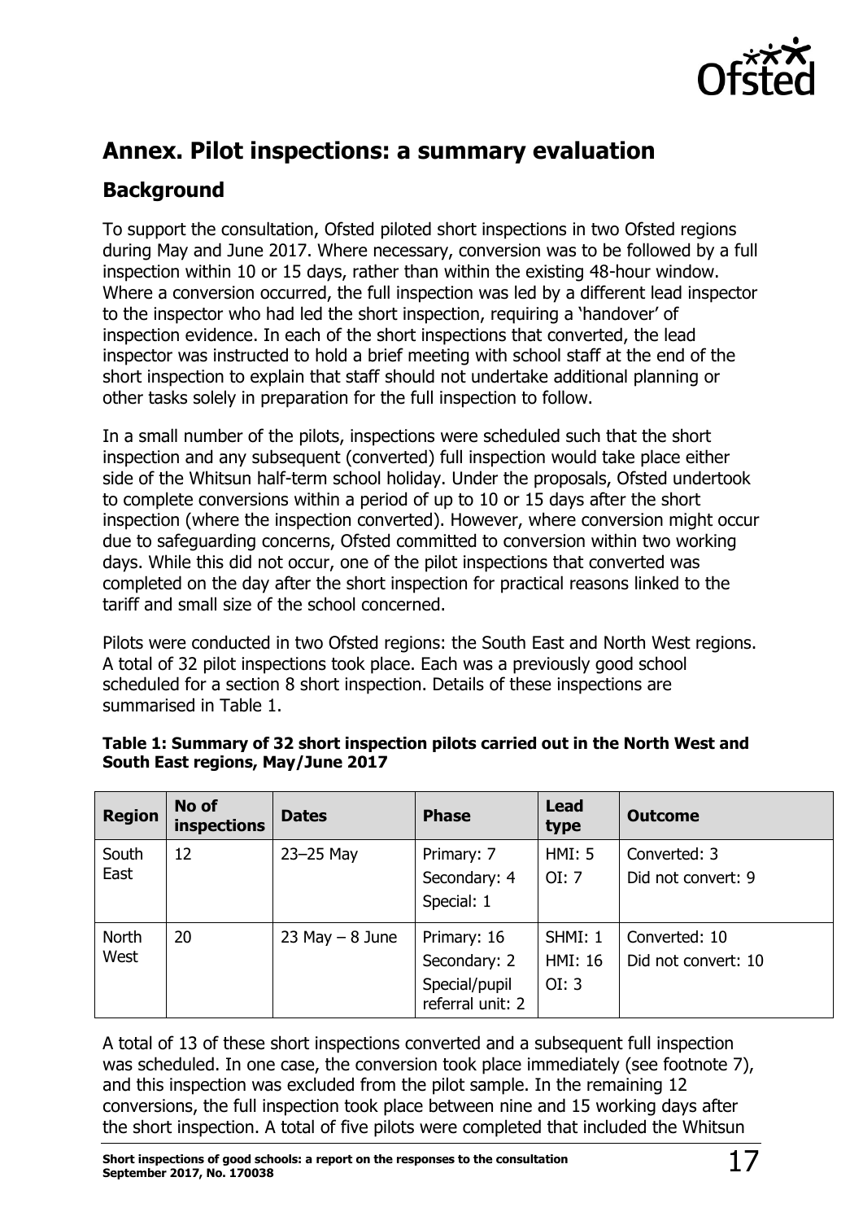## Annex. Pilot inspections: a summary evaluation

### Background

To support the consultation, Ofsted piloted short inspections in two Ofsted regions during May and June 2017. Where necessary, conversion was to be followed by a full inspection within 10 or 15 days, rather than within the existing 48-hour window. Where a conversion occurred, the full inspection was led by a different lead inspector to the inspector who had led the short inspection, requiring a 'handover' of inspection evidence. In each of the short inspections that converted, the lead inspector was instructed to hold a brief meeting with school staff at the end of the short inspection to explain that staff should not undertake additional planning or other tasks solely in preparation for the full inspection to follow.

In a small number of the pilots, inspections were scheduled such that the short inspection and any subsequent (converted) full inspection would take place either side of the Whitsun half-term school holiday. Under the proposals, Ofsted undertook to complete conversions within a period of up to 10 or 15 days after the short inspection (where the inspection converted). However, where conversion might occur due to safeguarding concerns, Ofsted committed to conversion within two working days. While this did not occur, one of the pilot inspections that converted was completed on the day after the short inspection for practical reasons linked to the tariff and small size of the school concerned.

Pilots were conducted in two Ofsted regions: the South East and North West regions. A total of 32 pilot inspections took place. Each was a previously good school scheduled for a section 8 short inspection. Details of these inspections are summarised in Table 1.

**Table 1: Summary of 32 short inspection pilots carried out in the North West and South East regions, May/June 2017**

| Region | No of inspections | Dates | Phase | Lead type | Outcome |
|---|---|---|---|---|---|
| South East | 12 | 23–25 May | Primary: 7<br>Secondary: 4<br>Special: 1 | HMI: 5<br>OI: 7 | Converted: 3<br>Did not convert: 9 |
| North West | 20 | 23 May – 8 June | Primary: 16<br>Secondary: 2<br>Special/pupil referral unit: 2 | SHMI: 1<br>HMI: 16<br>OI: 3 | Converted: 10<br>Did not convert: 10 |

A total of 13 of these short inspections converted and a subsequent full inspection was scheduled. In one case, the conversion took place immediately (see footnote 7), and this inspection was excluded from the pilot sample. In the remaining 12 conversions, the full inspection took place between nine and 15 working days after the short inspection. A total of five pilots were completed that included the Whitsun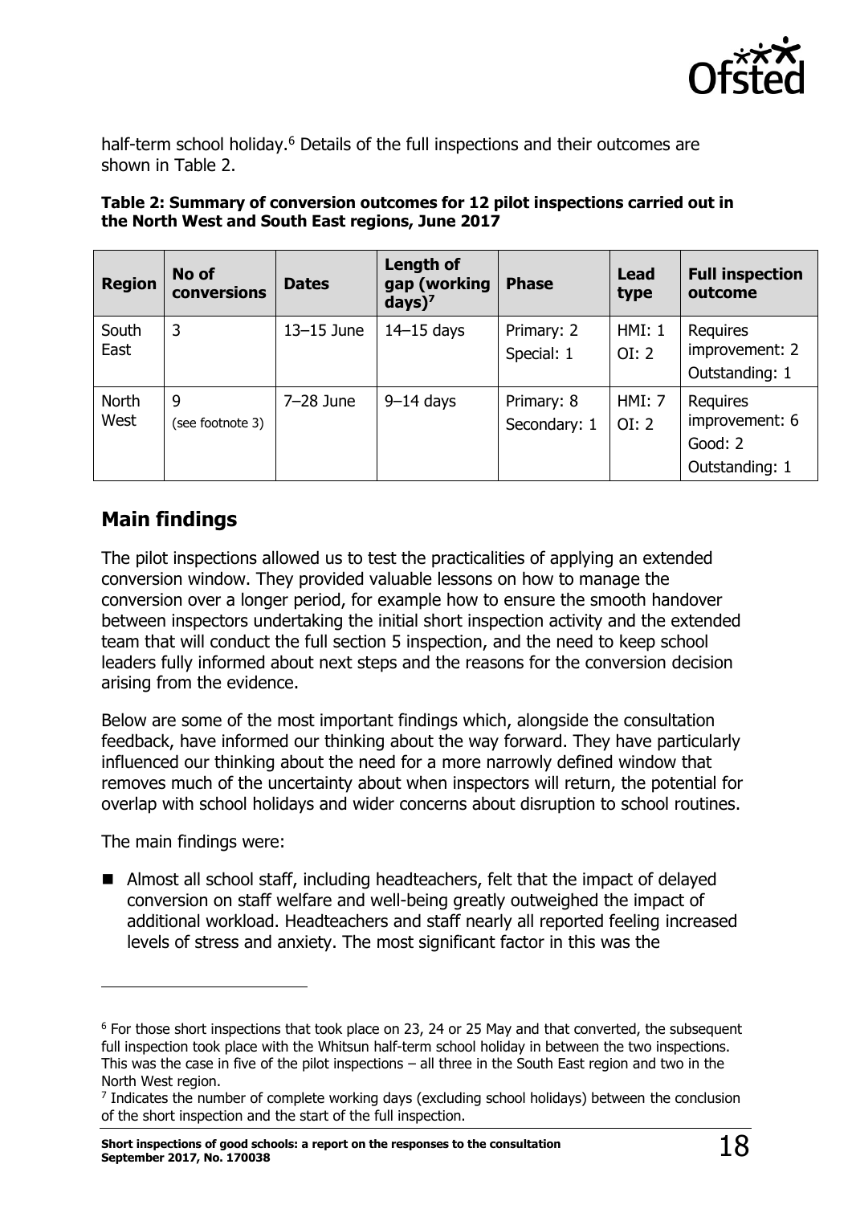half-term school holiday.[6] Details of the full inspections and their outcomes are shown in Table 2.

**Table 2: Summary of conversion outcomes for 12 pilot inspections carried out in the North West and South East regions, June 2017**

| Region | No of conversions | Dates | Length of gap (working days)[7] | Phase | Lead type | Full inspection outcome |
|---|---|---|---|---|---|---|
| South East | 3 | 13–15 June | 14–15 days | Primary: 2<br>Special: 1 | HMI: 1<br>OI: 2 | Requires improvement: 2<br>Outstanding: 1 |
| North West | 9<br>(see footnote 3) | 7–28 June | 9–14 days | Primary: 8<br>Secondary: 1 | HMI: 7<br>OI: 2 | Requires improvement: 6<br>Good: 2<br>Outstanding: 1 |

## Main findings

The pilot inspections allowed us to test the practicalities of applying an extended conversion window. They provided valuable lessons on how to manage the conversion over a longer period, for example how to ensure the smooth handover between inspectors undertaking the initial short inspection activity and the extended team that will conduct the full section 5 inspection, and the need to keep school leaders fully informed about next steps and the reasons for the conversion decision arising from the evidence.

Below are some of the most important findings which, alongside the consultation feedback, have informed our thinking about the way forward. They have particularly influenced our thinking about the need for a more narrowly defined window that removes much of the uncertainty about when inspectors will return, the potential for overlap with school holidays and wider concerns about disruption to school routines.

The main findings were:

- Almost all school staff, including headteachers, felt that the impact of delayed conversion on staff welfare and well-being greatly outweighed the impact of additional workload. Headteachers and staff nearly all reported feeling increased levels of stress and anxiety. The most significant factor in this was the

[6] For those short inspections that took place on 23, 24 or 25 May and that converted, the subsequent full inspection took place with the Whitsun half-term school holiday in between the two inspections. This was the case in five of the pilot inspections – all three in the South East region and two in the North West region.

[7] Indicates the number of complete working days (excluding school holidays) between the conclusion of the short inspection and the start of the full inspection.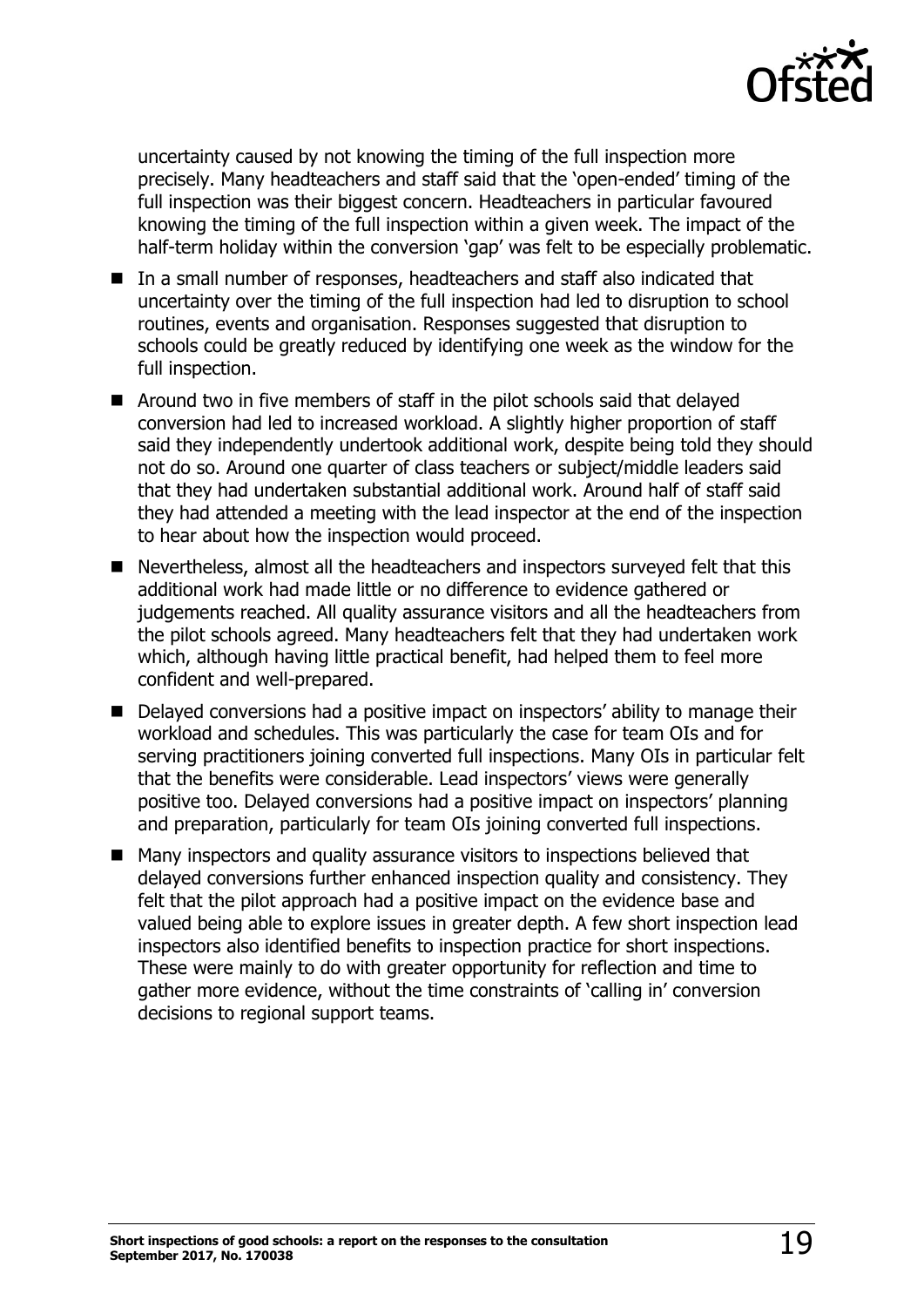uncertainty caused by not knowing the timing of the full inspection more precisely. Many headteachers and staff said that the 'open-ended' timing of the full inspection was their biggest concern. Headteachers in particular favoured knowing the timing of the full inspection within a given week. The impact of the half-term holiday within the conversion 'gap' was felt to be especially problematic.

- In a small number of responses, headteachers and staff also indicated that uncertainty over the timing of the full inspection had led to disruption to school routines, events and organisation. Responses suggested that disruption to schools could be greatly reduced by identifying one week as the window for the full inspection.
- Around two in five members of staff in the pilot schools said that delayed conversion had led to increased workload. A slightly higher proportion of staff said they independently undertook additional work, despite being told they should not do so. Around one quarter of class teachers or subject/middle leaders said that they had undertaken substantial additional work. Around half of staff said they had attended a meeting with the lead inspector at the end of the inspection to hear about how the inspection would proceed.
- Nevertheless, almost all the headteachers and inspectors surveyed felt that this additional work had made little or no difference to evidence gathered or judgements reached. All quality assurance visitors and all the headteachers from the pilot schools agreed. Many headteachers felt that they had undertaken work which, although having little practical benefit, had helped them to feel more confident and well-prepared.
- Delayed conversions had a positive impact on inspectors' ability to manage their workload and schedules. This was particularly the case for team OIs and for serving practitioners joining converted full inspections. Many OIs in particular felt that the benefits were considerable. Lead inspectors' views were generally positive too. Delayed conversions had a positive impact on inspectors' planning and preparation, particularly for team OIs joining converted full inspections.
- Many inspectors and quality assurance visitors to inspections believed that delayed conversions further enhanced inspection quality and consistency. They felt that the pilot approach had a positive impact on the evidence base and valued being able to explore issues in greater depth. A few short inspection lead inspectors also identified benefits to inspection practice for short inspections. These were mainly to do with greater opportunity for reflection and time to gather more evidence, without the time constraints of 'calling in' conversion decisions to regional support teams.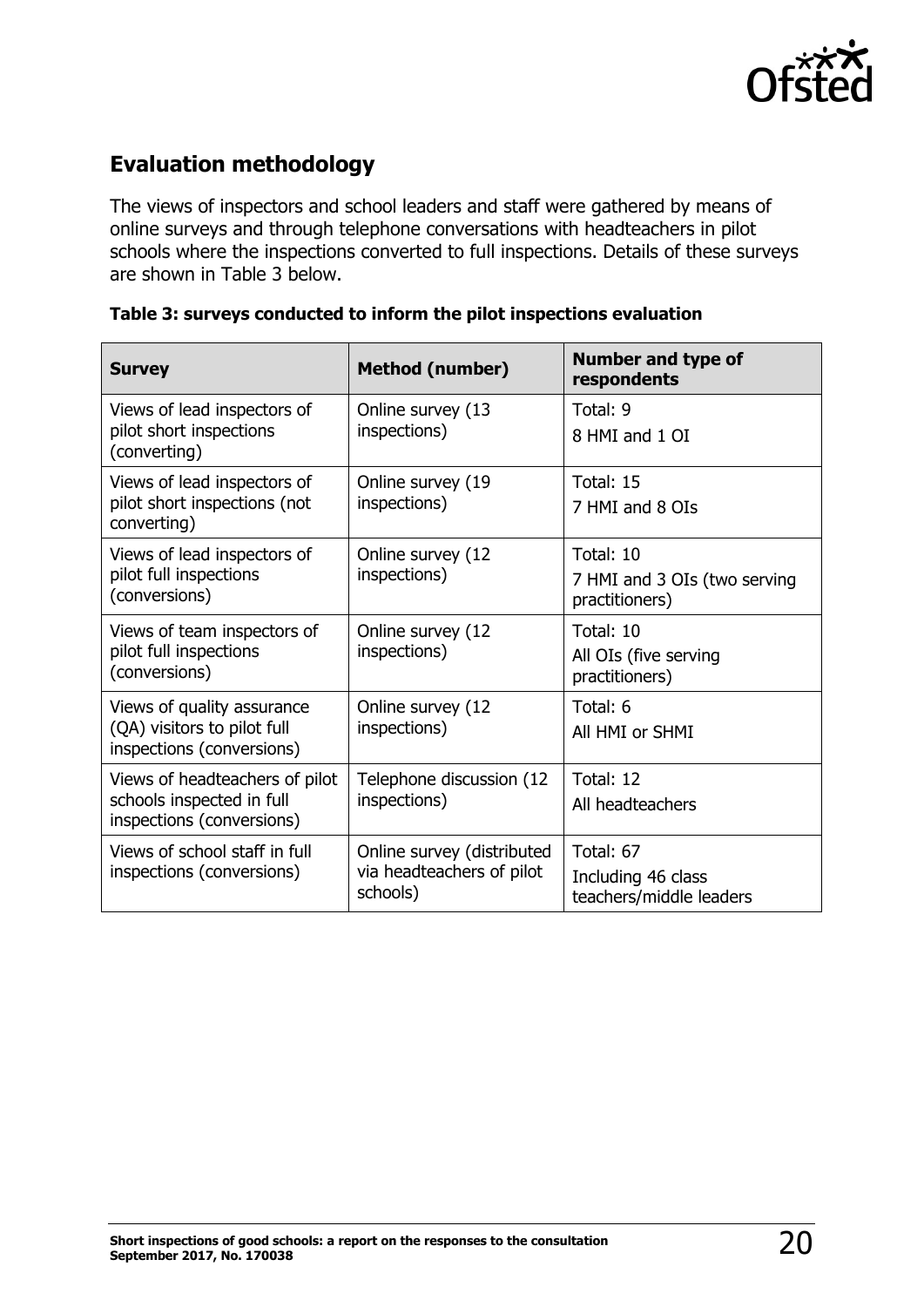## Evaluation methodology

The views of inspectors and school leaders and staff were gathered by means of online surveys and through telephone conversations with headteachers in pilot schools where the inspections converted to full inspections. Details of these surveys are shown in Table 3 below.

**Table 3: surveys conducted to inform the pilot inspections evaluation**

| Survey | Method (number) | Number and type of respondents |
|---|---|---|
| Views of lead inspectors of pilot short inspections (converting) | Online survey (13 inspections) | Total: 9<br>8 HMI and 1 OI |
| Views of lead inspectors of pilot short inspections (not converting) | Online survey (19 inspections) | Total: 15<br>7 HMI and 8 OIs |
| Views of lead inspectors of pilot full inspections (conversions) | Online survey (12 inspections) | Total: 10<br>7 HMI and 3 OIs (two serving practitioners) |
| Views of team inspectors of pilot full inspections (conversions) | Online survey (12 inspections) | Total: 10<br>All OIs (five serving practitioners) |
| Views of quality assurance (QA) visitors to pilot full inspections (conversions) | Online survey (12 inspections) | Total: 6<br>All HMI or SHMI |
| Views of headteachers of pilot schools inspected in full inspections (conversions) | Telephone discussion (12 inspections) | Total: 12<br>All headteachers |
| Views of school staff in full inspections (conversions) | Online survey (distributed via headteachers of pilot schools) | Total: 67<br>Including 46 class teachers/middle leaders |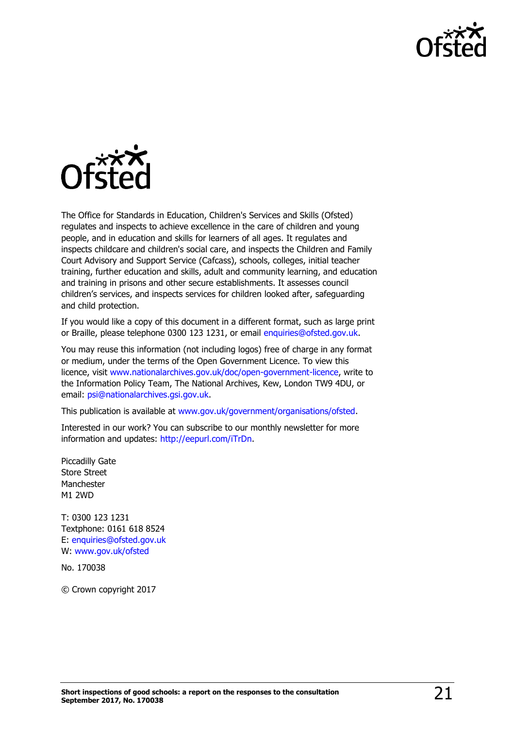The Office for Standards in Education, Children's Services and Skills (Ofsted) regulates and inspects to achieve excellence in the care of children and young people, and in education and skills for learners of all ages. It regulates and inspects childcare and children's social care, and inspects the Children and Family Court Advisory and Support Service (Cafcass), schools, colleges, initial teacher training, further education and skills, adult and community learning, and education and training in prisons and other secure establishments. It assesses council children's services, and inspects services for children looked after, safeguarding and child protection.

If you would like a copy of this document in a different format, such as large print or Braille, please telephone 0300 123 1231, or email enquiries@ofsted.gov.uk.

You may reuse this information (not including logos) free of charge in any format or medium, under the terms of the Open Government Licence. To view this licence, visit www.nationalarchives.gov.uk/doc/open-government-licence, write to the Information Policy Team, The National Archives, Kew, London TW9 4DU, or email: psi@nationalarchives.gsi.gov.uk.

This publication is available at www.gov.uk/government/organisations/ofsted.

Interested in our work? You can subscribe to our monthly newsletter for more information and updates: http://eepurl.com/iTrDn.

Piccadilly Gate
Store Street
Manchester
M1 2WD

T: 0300 123 1231
Textphone: 0161 618 8524
E: enquiries@ofsted.gov.uk
W: www.gov.uk/ofsted

No. 170038

© Crown copyright 2017